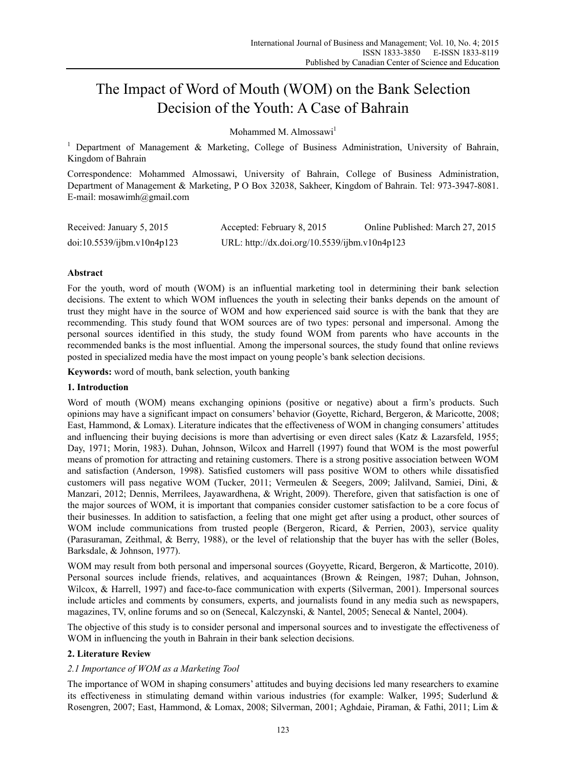# The Impact of Word of Mouth (WOM) on the Bank Selection Decision of the Youth: A Case of Bahrain

Mohammed M. Almossawi[1]

[1] Department of Management & Marketing, College of Business Administration, University of Bahrain, Kingdom of Bahrain

Correspondence: Mohammed Almossawi, University of Bahrain, College of Business Administration, Department of Management & Marketing, P O Box 32038, Sakheer, Kingdom of Bahrain. Tel: 973-3947-8081. E-mail: mosawimh@gmail.com

Received: January 5, 2015 Accepted: February 8, 2015 Online Published: March 27, 2015

doi:10.5539/ijbm.v10n4p123 URL: http://dx.doi.org/10.5539/ijbm.v10n4p123

## Abstract

For the youth, word of mouth (WOM) is an influential marketing tool in determining their bank selection decisions. The extent to which WOM influences the youth in selecting their banks depends on the amount of trust they might have in the source of WOM and how experienced said source is with the bank that they are recommending. This study found that WOM sources are of two types: personal and impersonal. Among the personal sources identified in this study, the study found WOM from parents who have accounts in the recommended banks is the most influential. Among the impersonal sources, the study found that online reviews posted in specialized media have the most impact on young people's bank selection decisions.

**Keywords:** word of mouth, bank selection, youth banking

## 1. Introduction

Word of mouth (WOM) means exchanging opinions (positive or negative) about a firm's products. Such opinions may have a significant impact on consumers' behavior (Goyette, Richard, Bergeron, & Maricotte, 2008; East, Hammond, & Lomax). Literature indicates that the effectiveness of WOM in changing consumers' attitudes and influencing their buying decisions is more than advertising or even direct sales (Katz & Lazarsfeld, 1955; Day, 1971; Morin, 1983). Duhan, Johnson, Wilcox and Harrell (1997) found that WOM is the most powerful means of promotion for attracting and retaining customers. There is a strong positive association between WOM and satisfaction (Anderson, 1998). Satisfied customers will pass positive WOM to others while dissatisfied customers will pass negative WOM (Tucker, 2011; Vermeulen & Seegers, 2009; Jalilvand, Samiei, Dini, & Manzari, 2012; Dennis, Merrilees, Jayawardhena, & Wright, 2009). Therefore, given that satisfaction is one of the major sources of WOM, it is important that companies consider customer satisfaction to be a core focus of their businesses. In addition to satisfaction, a feeling that one might get after using a product, other sources of WOM include communications from trusted people (Bergeron, Ricard, & Perrien, 2003), service quality (Parasuraman, Zeithmal, & Berry, 1988), or the level of relationship that the buyer has with the seller (Boles, Barksdale, & Johnson, 1977).

WOM may result from both personal and impersonal sources (Goyyette, Ricard, Bergeron, & Marticotte, 2010). Personal sources include friends, relatives, and acquaintances (Brown & Reingen, 1987; Duhan, Johnson, Wilcox, & Harrell, 1997) and face-to-face communication with experts (Silverman, 2001). Impersonal sources include articles and comments by consumers, experts, and journalists found in any media such as newspapers, magazines, TV, online forums and so on (Senecal, Kalczynski, & Nantel, 2005; Senecal & Nantel, 2004).

The objective of this study is to consider personal and impersonal sources and to investigate the effectiveness of WOM in influencing the youth in Bahrain in their bank selection decisions.

## 2. Literature Review

### *2.1 Importance of WOM as a Marketing Tool*

The importance of WOM in shaping consumers' attitudes and buying decisions led many researchers to examine its effectiveness in stimulating demand within various industries (for example: Walker, 1995; Suderlund & Rosengren, 2007; East, Hammond, & Lomax, 2008; Silverman, 2001; Aghdaie, Piraman, & Fathi, 2011; Lim &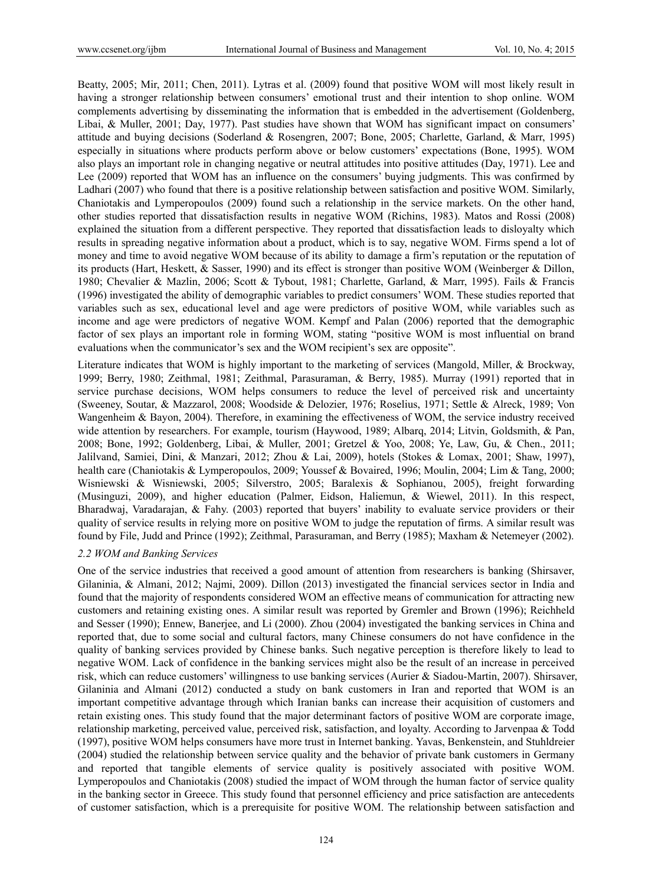Beatty, 2005; Mir, 2011; Chen, 2011). Lytras et al. (2009) found that positive WOM will most likely result in having a stronger relationship between consumers' emotional trust and their intention to shop online. WOM complements advertising by disseminating the information that is embedded in the advertisement (Goldenberg, Libai, & Muller, 2001; Day, 1977). Past studies have shown that WOM has significant impact on consumers' attitude and buying decisions (Soderland & Rosengren, 2007; Bone, 2005; Charlette, Garland, & Marr, 1995) especially in situations where products perform above or below consumers' expectations (Bone, 1995). WOM also plays an important role in changing negative or neutral attitudes into positive attitudes (Day, 1971). Lee and Lee (2009) reported that WOM has an influence on the consumers' buying judgments. This was confirmed by Ladhari (2007) who found that there is a positive relationship between satisfaction and positive WOM. Similarly, Chaniotakis and Lymperopoulos (2009) found such a relationship in the service markets. On the other hand, other studies reported that dissatisfaction results in negative WOM (Richins, 1983). Matos and Rossi (2008) explained the situation from a different perspective. They reported that dissatisfaction leads to disloyalty which results in spreading negative information about a product, which is to say, negative WOM. Firms spend a lot of money and time to avoid negative WOM because of its ability to damage a firm's reputation or the reputation of its products (Hart, Heskett, & Sasser, 1990) and its effect is stronger than positive WOM (Weinberger & Dillon, 1980; Chevalier & Mazlin, 2006; Scott & Tybout, 1981; Charlette, Garland, & Marr, 1995). Fails & Francis (1996) investigated the ability of demographic variables to predict consumers' WOM. These studies reported that variables such as sex, educational level and age were predictors of positive WOM, while variables such as income and age were predictors of negative WOM. Kempf and Palan (2006) reported that the demographic factor of sex plays an important role in forming WOM, stating "positive WOM is most influential on brand evaluations when the communicator's sex and the WOM recipient's sex are opposite".

Literature indicates that WOM is highly important to the marketing of services (Mangold, Miller, & Brockway, 1999; Berry, 1980; Zeithmal, 1981; Zeithmal, Parasuraman, & Berry, 1985). Murray (1991) reported that in service purchase decisions, WOM helps consumers to reduce the level of perceived risk and uncertainty (Sweeney, Soutar, & Mazzarol, 2008; Woodside & Delozier, 1976; Roselius, 1971; Settle & Alreck, 1989; Von Wangenheim & Bayon, 2004). Therefore, in examining the effectiveness of WOM, the service industry received wide attention by researchers. For example, tourism (Haywood, 1989; Albarq, 2014; Litvin, Goldsmith, & Pan, 2008; Bone, 1992; Goldenberg, Libai, & Muller, 2001; Gretzel & Yoo, 2008; Ye, Law, Gu, & Chen., 2011; Jalilvand, Samiei, Dini, & Manzari, 2012; Zhou & Lai, 2009), hotels (Stokes & Lomax, 2001; Shaw, 1997), health care (Chaniotakis & Lymperopoulos, 2009; Youssef & Bovaired, 1996; Moulin, 2004; Lim & Tang, 2000; Wisniewski & Wisniewski, 2005; Silverstro, 2005; Baralexis & Sophianou, 2005), freight forwarding (Musinguzi, 2009), and higher education (Palmer, Eidson, Haliemun, & Wiewel, 2011). In this respect, Bharadwaj, Varadarajan, & Fahy. (2003) reported that buyers' inability to evaluate service providers or their quality of service results in relying more on positive WOM to judge the reputation of firms. A similar result was found by File, Judd and Prince (1992); Zeithmal, Parasuraman, and Berry (1985); Maxham & Netemeyer (2002).

### *2.2 WOM and Banking Services*

One of the service industries that received a good amount of attention from researchers is banking (Shirsaver, Gilaninia, & Almani, 2012; Najmi, 2009). Dillon (2013) investigated the financial services sector in India and found that the majority of respondents considered WOM an effective means of communication for attracting new customers and retaining existing ones. A similar result was reported by Gremler and Brown (1996); Reichheld and Sesser (1990); Ennew, Banerjee, and Li (2000). Zhou (2004) investigated the banking services in China and reported that, due to some social and cultural factors, many Chinese consumers do not have confidence in the quality of banking services provided by Chinese banks. Such negative perception is therefore likely to lead to negative WOM. Lack of confidence in the banking services might also be the result of an increase in perceived risk, which can reduce customers' willingness to use banking services (Aurier & Siadou-Martin, 2007). Shirsaver, Gilaninia and Almani (2012) conducted a study on bank customers in Iran and reported that WOM is an important competitive advantage through which Iranian banks can increase their acquisition of customers and retain existing ones. This study found that the major determinant factors of positive WOM are corporate image, relationship marketing, perceived value, perceived risk, satisfaction, and loyalty. According to Jarvenpaa & Todd (1997), positive WOM helps consumers have more trust in Internet banking. Yavas, Benkenstein, and Stuhldreier (2004) studied the relationship between service quality and the behavior of private bank customers in Germany and reported that tangible elements of service quality is positively associated with positive WOM. Lymperopoulos and Chaniotakis (2008) studied the impact of WOM through the human factor of service quality in the banking sector in Greece. This study found that personnel efficiency and price satisfaction are antecedents of customer satisfaction, which is a prerequisite for positive WOM. The relationship between satisfaction and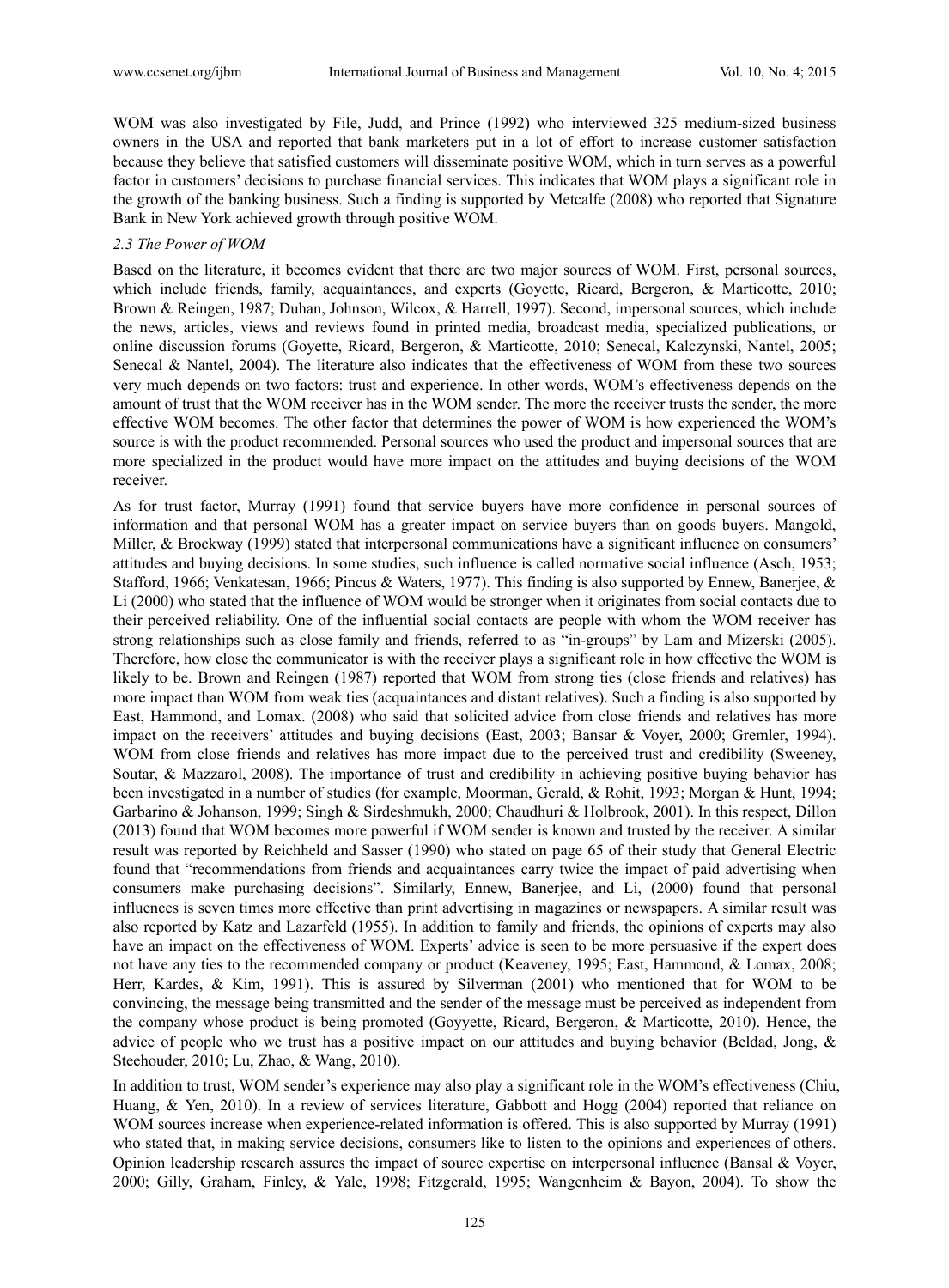WOM was also investigated by File, Judd, and Prince (1992) who interviewed 325 medium-sized business owners in the USA and reported that bank marketers put in a lot of effort to increase customer satisfaction because they believe that satisfied customers will disseminate positive WOM, which in turn serves as a powerful factor in customers' decisions to purchase financial services. This indicates that WOM plays a significant role in the growth of the banking business. Such a finding is supported by Metcalfe (2008) who reported that Signature Bank in New York achieved growth through positive WOM.

### *2.3 The Power of WOM*

Based on the literature, it becomes evident that there are two major sources of WOM. First, personal sources, which include friends, family, acquaintances, and experts (Goyette, Ricard, Bergeron, & Marticotte, 2010; Brown & Reingen, 1987; Duhan, Johnson, Wilcox, & Harrell, 1997). Second, impersonal sources, which include the news, articles, views and reviews found in printed media, broadcast media, specialized publications, or online discussion forums (Goyette, Ricard, Bergeron, & Marticotte, 2010; Senecal, Kalczynski, Nantel, 2005; Senecal & Nantel, 2004). The literature also indicates that the effectiveness of WOM from these two sources very much depends on two factors: trust and experience. In other words, WOM's effectiveness depends on the amount of trust that the WOM receiver has in the WOM sender. The more the receiver trusts the sender, the more effective WOM becomes. The other factor that determines the power of WOM is how experienced the WOM's source is with the product recommended. Personal sources who used the product and impersonal sources that are more specialized in the product would have more impact on the attitudes and buying decisions of the WOM receiver.

As for trust factor, Murray (1991) found that service buyers have more confidence in personal sources of information and that personal WOM has a greater impact on service buyers than on goods buyers. Mangold, Miller, & Brockway (1999) stated that interpersonal communications have a significant influence on consumers' attitudes and buying decisions. In some studies, such influence is called normative social influence (Asch, 1953; Stafford, 1966; Venkatesan, 1966; Pincus & Waters, 1977). This finding is also supported by Ennew, Banerjee, & Li (2000) who stated that the influence of WOM would be stronger when it originates from social contacts due to their perceived reliability. One of the influential social contacts are people with whom the WOM receiver has strong relationships such as close family and friends, referred to as "in-groups" by Lam and Mizerski (2005). Therefore, how close the communicator is with the receiver plays a significant role in how effective the WOM is likely to be. Brown and Reingen (1987) reported that WOM from strong ties (close friends and relatives) has more impact than WOM from weak ties (acquaintances and distant relatives). Such a finding is also supported by East, Hammond, and Lomax. (2008) who said that solicited advice from close friends and relatives has more impact on the receivers' attitudes and buying decisions (East, 2003; Bansar & Voyer, 2000; Gremler, 1994). WOM from close friends and relatives has more impact due to the perceived trust and credibility (Sweeney, Soutar, & Mazzarol, 2008). The importance of trust and credibility in achieving positive buying behavior has been investigated in a number of studies (for example, Moorman, Gerald, & Rohit, 1993; Morgan & Hunt, 1994; Garbarino & Johanson, 1999; Singh & Sirdeshmukh, 2000; Chaudhuri & Holbrook, 2001). In this respect, Dillon (2013) found that WOM becomes more powerful if WOM sender is known and trusted by the receiver. A similar result was reported by Reichheld and Sasser (1990) who stated on page 65 of their study that General Electric found that "recommendations from friends and acquaintances carry twice the impact of paid advertising when consumers make purchasing decisions". Similarly, Ennew, Banerjee, and Li, (2000) found that personal influences is seven times more effective than print advertising in magazines or newspapers. A similar result was also reported by Katz and Lazarfeld (1955). In addition to family and friends, the opinions of experts may also have an impact on the effectiveness of WOM. Experts' advice is seen to be more persuasive if the expert does not have any ties to the recommended company or product (Keaveney, 1995; East, Hammond, & Lomax, 2008; Herr, Kardes, & Kim, 1991). This is assured by Silverman (2001) who mentioned that for WOM to be convincing, the message being transmitted and the sender of the message must be perceived as independent from the company whose product is being promoted (Goyyette, Ricard, Bergeron, & Marticotte, 2010). Hence, the advice of people who we trust has a positive impact on our attitudes and buying behavior (Beldad, Jong, & Steehouder, 2010; Lu, Zhao, & Wang, 2010).

In addition to trust, WOM sender's experience may also play a significant role in the WOM's effectiveness (Chiu, Huang, & Yen, 2010). In a review of services literature, Gabbott and Hogg (2004) reported that reliance on WOM sources increase when experience-related information is offered. This is also supported by Murray (1991) who stated that, in making service decisions, consumers like to listen to the opinions and experiences of others. Opinion leadership research assures the impact of source expertise on interpersonal influence (Bansal & Voyer, 2000; Gilly, Graham, Finley, & Yale, 1998; Fitzgerald, 1995; Wangenheim & Bayon, 2004). To show the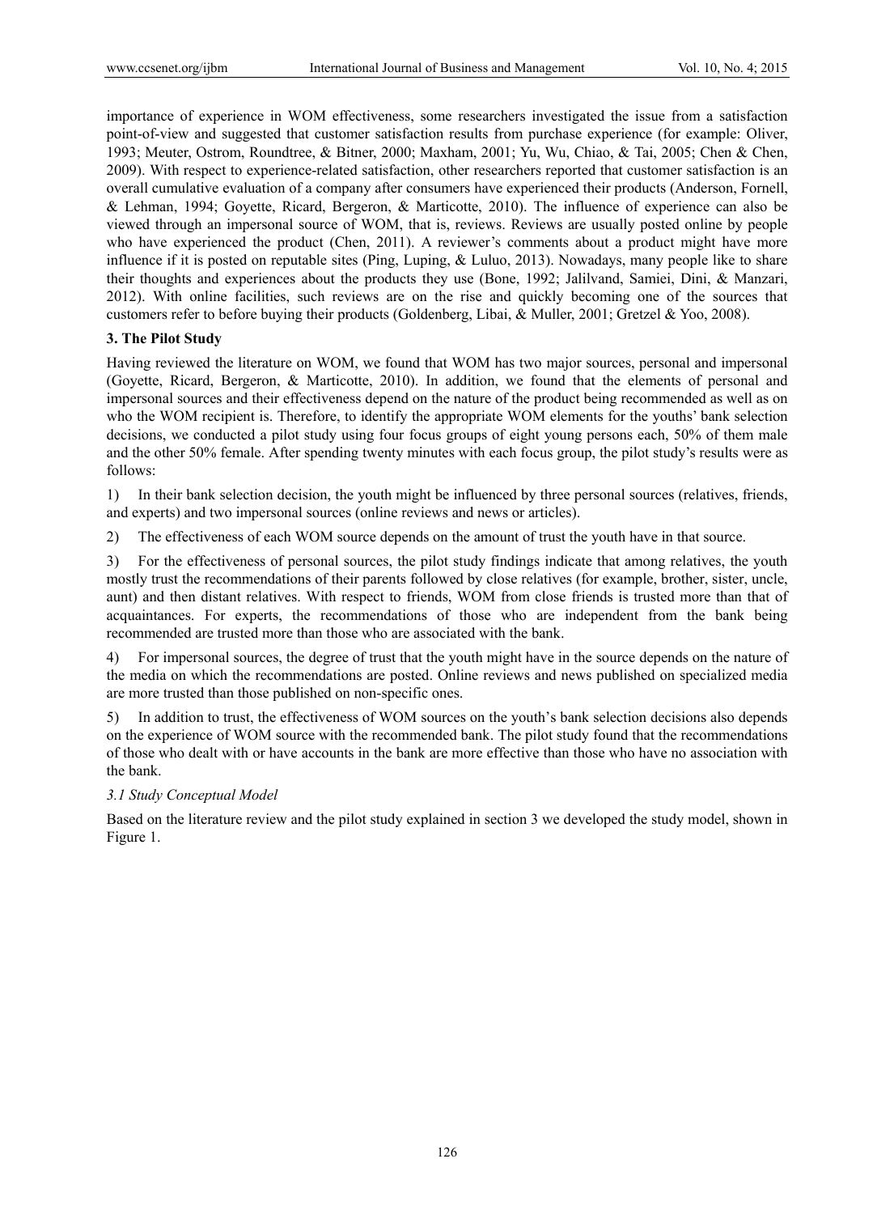importance of experience in WOM effectiveness, some researchers investigated the issue from a satisfaction point-of-view and suggested that customer satisfaction results from purchase experience (for example: Oliver, 1993; Meuter, Ostrom, Roundtree, & Bitner, 2000; Maxham, 2001; Yu, Wu, Chiao, & Tai, 2005; Chen & Chen, 2009). With respect to experience-related satisfaction, other researchers reported that customer satisfaction is an overall cumulative evaluation of a company after consumers have experienced their products (Anderson, Fornell, & Lehman, 1994; Goyette, Ricard, Bergeron, & Marticotte, 2010). The influence of experience can also be viewed through an impersonal source of WOM, that is, reviews. Reviews are usually posted online by people who have experienced the product (Chen, 2011). A reviewer's comments about a product might have more influence if it is posted on reputable sites (Ping, Luping, & Luluo, 2013). Nowadays, many people like to share their thoughts and experiences about the products they use (Bone, 1992; Jalilvand, Samiei, Dini, & Manzari, 2012). With online facilities, such reviews are on the rise and quickly becoming one of the sources that customers refer to before buying their products (Goldenberg, Libai, & Muller, 2001; Gretzel & Yoo, 2008).

## 3. The Pilot Study

Having reviewed the literature on WOM, we found that WOM has two major sources, personal and impersonal (Goyette, Ricard, Bergeron, & Marticotte, 2010). In addition, we found that the elements of personal and impersonal sources and their effectiveness depend on the nature of the product being recommended as well as on who the WOM recipient is. Therefore, to identify the appropriate WOM elements for the youths' bank selection decisions, we conducted a pilot study using four focus groups of eight young persons each, 50% of them male and the other 50% female. After spending twenty minutes with each focus group, the pilot study's results were as follows:

1) In their bank selection decision, the youth might be influenced by three personal sources (relatives, friends, and experts) and two impersonal sources (online reviews and news or articles).

2) The effectiveness of each WOM source depends on the amount of trust the youth have in that source.

3) For the effectiveness of personal sources, the pilot study findings indicate that among relatives, the youth mostly trust the recommendations of their parents followed by close relatives (for example, brother, sister, uncle, aunt) and then distant relatives. With respect to friends, WOM from close friends is trusted more than that of acquaintances. For experts, the recommendations of those who are independent from the bank being recommended are trusted more than those who are associated with the bank.

4) For impersonal sources, the degree of trust that the youth might have in the source depends on the nature of the media on which the recommendations are posted. Online reviews and news published on specialized media are more trusted than those published on non-specific ones.

5) In addition to trust, the effectiveness of WOM sources on the youth's bank selection decisions also depends on the experience of WOM source with the recommended bank. The pilot study found that the recommendations of those who dealt with or have accounts in the bank are more effective than those who have no association with the bank.

### *3.1 Study Conceptual Model*

Based on the literature review and the pilot study explained in section 3 we developed the study model, shown in Figure 1.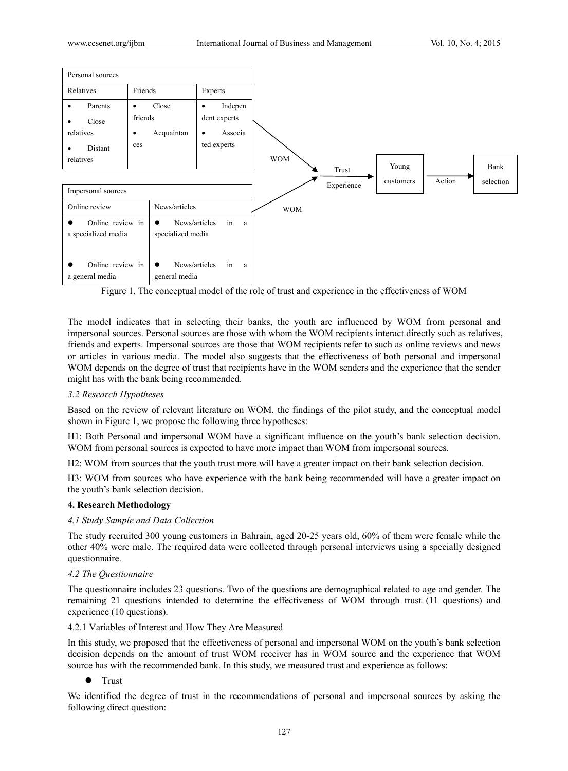| Personal sources | | |
|---|---|---|
| Relatives | Friends | Experts |
| • Parents<br>• Close relatives<br>• Distant relatives | • Close friends<br>• Acquaintances | • Independent experts<br>• Associated experts |

| Impersonal sources | |
|---|---|
| Online review | News/articles |
| • Online review in a specialized media<br>• Online review in a general media | • News/articles in a specialized media<br>• News/articles in a general media |

WOM → Trust / Experience → Young customers → Action → Bank selection

Figure 1. The conceptual model of the role of trust and experience in the effectiveness of WOM

The model indicates that in selecting their banks, the youth are influenced by WOM from personal and impersonal sources. Personal sources are those with whom the WOM recipients interact directly such as relatives, friends and experts. Impersonal sources are those that WOM recipients refer to such as online reviews and news or articles in various media. The model also suggests that the effectiveness of both personal and impersonal WOM depends on the degree of trust that recipients have in the WOM senders and the experience that the sender might has with the bank being recommended.

### *3.2 Research Hypotheses*

Based on the review of relevant literature on WOM, the findings of the pilot study, and the conceptual model shown in Figure 1, we propose the following three hypotheses:

H1: Both Personal and impersonal WOM have a significant influence on the youth's bank selection decision. WOM from personal sources is expected to have more impact than WOM from impersonal sources.

H2: WOM from sources that the youth trust more will have a greater impact on their bank selection decision.

H3: WOM from sources who have experience with the bank being recommended will have a greater impact on the youth's bank selection decision.

## **4. Research Methodology**

### *4.1 Study Sample and Data Collection*

The study recruited 300 young customers in Bahrain, aged 20-25 years old, 60% of them were female while the other 40% were male. The required data were collected through personal interviews using a specially designed questionnaire.

### *4.2 The Questionnaire*

The questionnaire includes 23 questions. Two of the questions are demographical related to age and gender. The remaining 21 questions intended to determine the effectiveness of WOM through trust (11 questions) and experience (10 questions).

#### 4.2.1 Variables of Interest and How They Are Measured

In this study, we proposed that the effectiveness of personal and impersonal WOM on the youth's bank selection decision depends on the amount of trust WOM receiver has in WOM source and the experience that WOM source has with the recommended bank. In this study, we measured trust and experience as follows:

- Trust

We identified the degree of trust in the recommendations of personal and impersonal sources by asking the following direct question: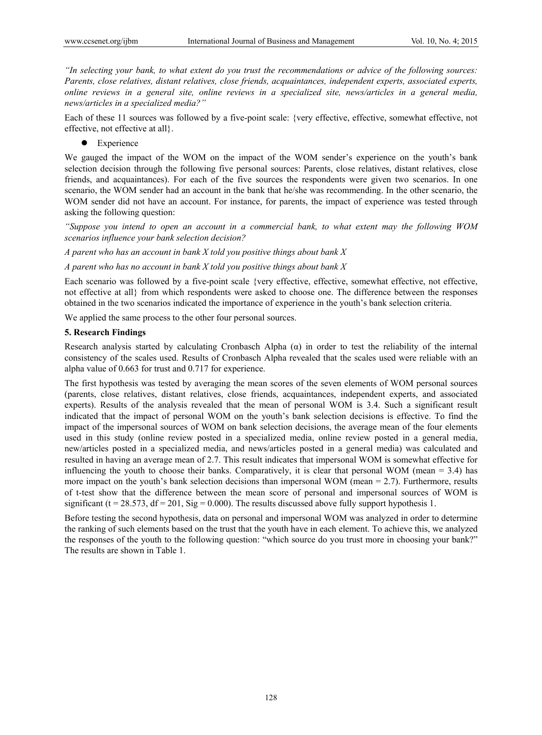*"In selecting your bank, to what extent do you trust the recommendations or advice of the following sources: Parents, close relatives, distant relatives, close friends, acquaintances, independent experts, associated experts, online reviews in a general site, online reviews in a specialized site, news/articles in a general media, news/articles in a specialized media?"*

Each of these 11 sources was followed by a five-point scale: {very effective, effective, somewhat effective, not effective, not effective at all}.

- Experience

We gauged the impact of the WOM on the impact of the WOM sender's experience on the youth's bank selection decision through the following five personal sources: Parents, close relatives, distant relatives, close friends, and acquaintances). For each of the five sources the respondents were given two scenarios. In one scenario, the WOM sender had an account in the bank that he/she was recommending. In the other scenario, the WOM sender did not have an account. For instance, for parents, the impact of experience was tested through asking the following question:

*"Suppose you intend to open an account in a commercial bank, to what extent may the following WOM scenarios influence your bank selection decision?*

*A parent who has an account in bank X told you positive things about bank X*

*A parent who has no account in bank X told you positive things about bank X*

Each scenario was followed by a five-point scale {very effective, effective, somewhat effective, not effective, not effective at all} from which respondents were asked to choose one. The difference between the responses obtained in the two scenarios indicated the importance of experience in the youth's bank selection criteria.

We applied the same process to the other four personal sources.

## 5. Research Findings

Research analysis started by calculating Cronbasch Alpha ($\alpha$) in order to test the reliability of the internal consistency of the scales used. Results of Cronbasch Alpha revealed that the scales used were reliable with an alpha value of 0.663 for trust and 0.717 for experience.

The first hypothesis was tested by averaging the mean scores of the seven elements of WOM personal sources (parents, close relatives, distant relatives, close friends, acquaintances, independent experts, and associated experts). Results of the analysis revealed that the mean of personal WOM is 3.4. Such a significant result indicated that the impact of personal WOM on the youth's bank selection decisions is effective. To find the impact of the impersonal sources of WOM on bank selection decisions, the average mean of the four elements used in this study (online review posted in a specialized media, online review posted in a general media, new/articles posted in a specialized media, and news/articles posted in a general media) was calculated and resulted in having an average mean of 2.7. This result indicates that impersonal WOM is somewhat effective for influencing the youth to choose their banks. Comparatively, it is clear that personal WOM (mean = 3.4) has more impact on the youth's bank selection decisions than impersonal WOM (mean = 2.7). Furthermore, results of t-test show that the difference between the mean score of personal and impersonal sources of WOM is significant ($t = 28.573$, $df = 201$, $Sig = 0.000$). The results discussed above fully support hypothesis 1.

Before testing the second hypothesis, data on personal and impersonal WOM was analyzed in order to determine the ranking of such elements based on the trust that the youth have in each element. To achieve this, we analyzed the responses of the youth to the following question: "which source do you trust more in choosing your bank?" The results are shown in Table 1.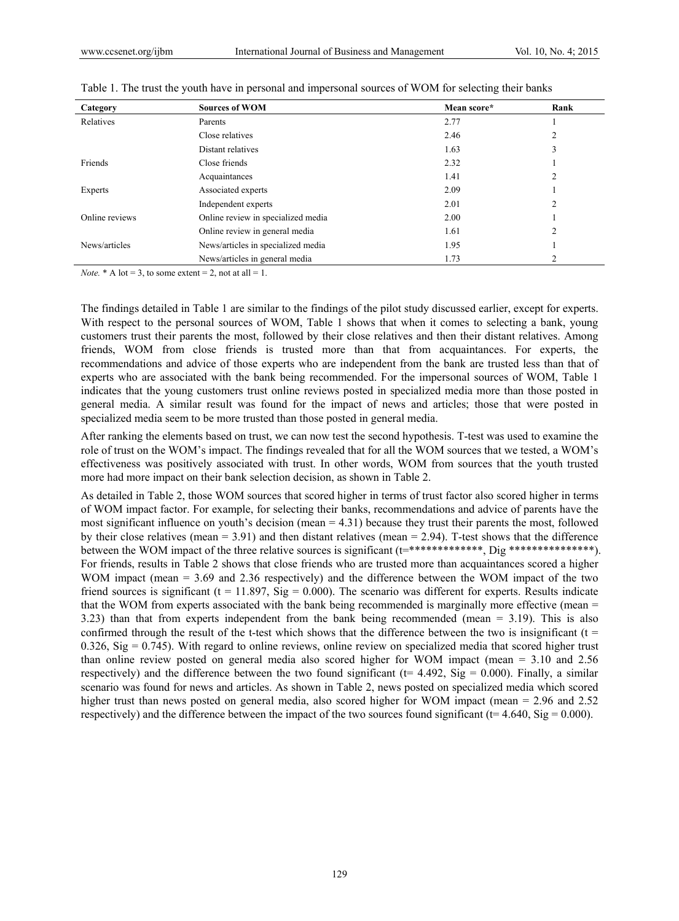Table 1. The trust the youth have in personal and impersonal sources of WOM for selecting their banks

| Category | Sources of WOM | Mean score* | Rank |
|---|---|---|---|
| Relatives | Parents | 2.77 | 1 |
| | Close relatives | 2.46 | 2 |
| | Distant relatives | 1.63 | 3 |
| Friends | Close friends | 2.32 | 1 |
| | Acquaintances | 1.41 | 2 |
| Experts | Associated experts | 2.09 | 1 |
| | Independent experts | 2.01 | 2 |
| Online reviews | Online review in specialized media | 2.00 | 1 |
| | Online review in general media | 1.61 | 2 |
| News/articles | News/articles in specialized media | 1.95 | 1 |
| | News/articles in general media | 1.73 | 2 |

*Note.* * A lot = 3, to some extent = 2, not at all = 1.

The findings detailed in Table 1 are similar to the findings of the pilot study discussed earlier, except for experts. With respect to the personal sources of WOM, Table 1 shows that when it comes to selecting a bank, young customers trust their parents the most, followed by their close relatives and then their distant relatives. Among friends, WOM from close friends is trusted more than that from acquaintances. For experts, the recommendations and advice of those experts who are independent from the bank are trusted less than that of experts who are associated with the bank being recommended. For the impersonal sources of WOM, Table 1 indicates that the young customers trust online reviews posted in specialized media more than those posted in general media. A similar result was found for the impact of news and articles; those that were posted in specialized media seem to be more trusted than those posted in general media.

After ranking the elements based on trust, we can now test the second hypothesis. T-test was used to examine the role of trust on the WOM's impact. The findings revealed that for all the WOM sources that we tested, a WOM's effectiveness was positively associated with trust. In other words, WOM from sources that the youth trusted more had more impact on their bank selection decision, as shown in Table 2.

As detailed in Table 2, those WOM sources that scored higher in terms of trust factor also scored higher in terms of WOM impact factor. For example, for selecting their banks, recommendations and advice of parents have the most significant influence on youth's decision (mean = 4.31) because they trust their parents the most, followed by their close relatives (mean = 3.91) and then distant relatives (mean = 2.94). T-test shows that the difference between the WOM impact of the three relative sources is significant (t=*************, Dig ***************). For friends, results in Table 2 shows that close friends who are trusted more than acquaintances scored a higher WOM impact (mean = 3.69 and 2.36 respectively) and the difference between the WOM impact of the two friend sources is significant (t = 11.897, Sig = 0.000). The scenario was different for experts. Results indicate that the WOM from experts associated with the bank being recommended is marginally more effective (mean = 3.23) than that from experts independent from the bank being recommended (mean = 3.19). This is also confirmed through the result of the t-test which shows that the difference between the two is insignificant (t = 0.326, Sig = 0.745). With regard to online reviews, online review on specialized media that scored higher trust than online review posted on general media also scored higher for WOM impact (mean = 3.10 and 2.56 respectively) and the difference between the two found significant (t= 4.492, Sig = 0.000). Finally, a similar scenario was found for news and articles. As shown in Table 2, news posted on specialized media which scored higher trust than news posted on general media, also scored higher for WOM impact (mean = 2.96 and 2.52 respectively) and the difference between the impact of the two sources found significant (t= 4.640, Sig = 0.000).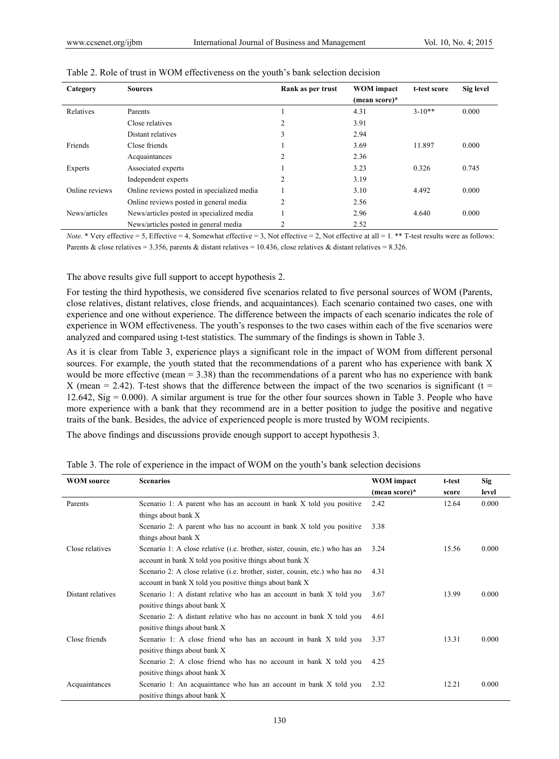Table 2. Role of trust in WOM effectiveness on the youth's bank selection decision

| Category | Sources | Rank as per trust | WOM impact (mean score)* | t-test score | Sig level |
|---|---|---|---|---|---|
| Relatives | Parents | 1 | 4.31 | 3-10** | 0.000 |
| | Close relatives | 2 | 3.91 | | |
| | Distant relatives | 3 | 2.94 | | |
| Friends | Close friends | 1 | 3.69 | 11.897 | 0.000 |
| | Acquaintances | 2 | 2.36 | | |
| Experts | Associated experts | 1 | 3.23 | 0.326 | 0.745 |
| | Independent experts | 2 | 3.19 | | |
| Online reviews | Online reviews posted in specialized media | 1 | 3.10 | 4.492 | 0.000 |
| | Online reviews posted in general media | 2 | 2.56 | | |
| News/articles | News/articles posted in specialized media | 1 | 2.96 | 4.640 | 0.000 |
| | News/articles posted in general media | 2 | 2.52 | | |

*Note.* * Very effective = 5, Effective = 4, Somewhat effective = 3, Not effective = 2, Not effective at all = 1. ** T-test results were as follows: Parents & close relatives = 3.356, parents & distant relatives = 10.436, close relatives & distant relatives = 8.326.

The above results give full support to accept hypothesis 2.

For testing the third hypothesis, we considered five scenarios related to five personal sources of WOM (Parents, close relatives, distant relatives, close friends, and acquaintances). Each scenario contained two cases, one with experience and one without experience. The difference between the impacts of each scenario indicates the role of experience in WOM effectiveness. The youth's responses to the two cases within each of the five scenarios were analyzed and compared using t-test statistics. The summary of the findings is shown in Table 3.

As it is clear from Table 3, experience plays a significant role in the impact of WOM from different personal sources. For example, the youth stated that the recommendations of a parent who has experience with bank X would be more effective (mean = 3.38) than the recommendations of a parent who has no experience with bank X (mean = 2.42). T-test shows that the difference between the impact of the two scenarios is significant (t = 12.642, Sig = 0.000). A similar argument is true for the other four sources shown in Table 3. People who have more experience with a bank that they recommend are in a better position to judge the positive and negative traits of the bank. Besides, the advice of experienced people is more trusted by WOM recipients.

The above findings and discussions provide enough support to accept hypothesis 3.

Table 3. The role of experience in the impact of WOM on the youth's bank selection decisions

| WOM source | Scenarios | WOM impact (mean score)* | t-test score | Sig level |
|---|---|---|---|---|
| Parents | Scenario 1: A parent who has an account in bank X told you positive things about bank X | 2.42 | 12.64 | 0.000 |
| | Scenario 2: A parent who has no account in bank X told you positive things about bank X | 3.38 | | |
| Close relatives | Scenario 1: A close relative (i.e. brother, sister, cousin, etc.) who has an account in bank X told you positive things about bank X | 3.24 | 15.56 | 0.000 |
| | Scenario 2: A close relative (i.e. brother, sister, cousin, etc.) who has no account in bank X told you positive things about bank X | 4.31 | | |
| Distant relatives | Scenario 1: A distant relative who has an account in bank X told you positive things about bank X | 3.67 | 13.99 | 0.000 |
| | Scenario 2: A distant relative who has no account in bank X told you positive things about bank X | 4.61 | | |
| Close friends | Scenario 1: A close friend who has an account in bank X told you positive things about bank X | 3.37 | 13.31 | 0.000 |
| | Scenario 2: A close friend who has no account in bank X told you positive things about bank X | 4.25 | | |
| Acquaintances | Scenario 1: An acquaintance who has an account in bank X told you positive things about bank X | 2.32 | 12.21 | 0.000 |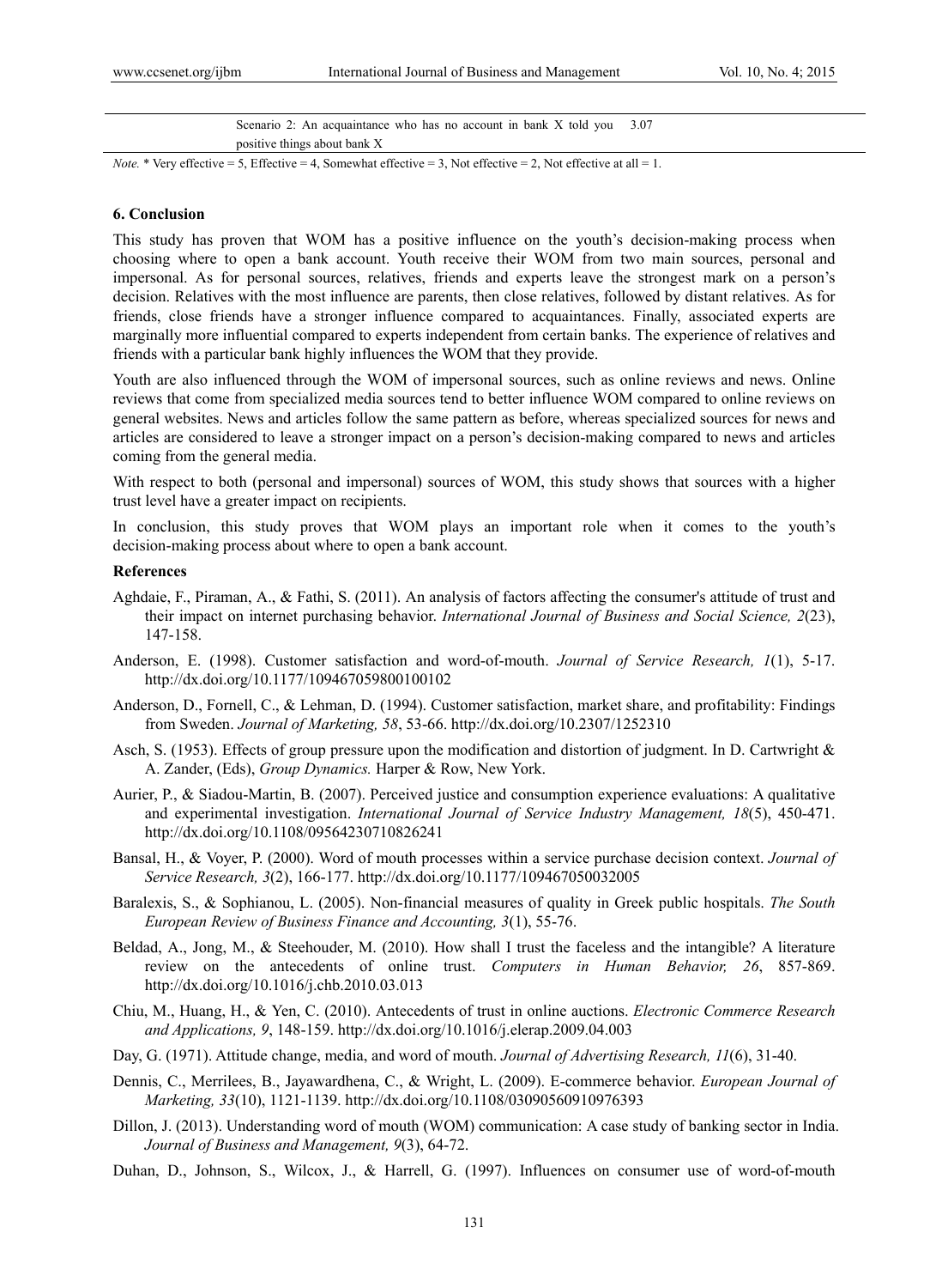| | |
|---|---|
| Scenario 2: An acquaintance who has no account in bank X told you positive things about bank X | 3.07 |

*Note.* * Very effective = 5, Effective = 4, Somewhat effective = 3, Not effective = 2, Not effective at all = 1.

## 6. Conclusion

This study has proven that WOM has a positive influence on the youth's decision-making process when choosing where to open a bank account. Youth receive their WOM from two main sources, personal and impersonal. As for personal sources, relatives, friends and experts leave the strongest mark on a person's decision. Relatives with the most influence are parents, then close relatives, followed by distant relatives. As for friends, close friends have a stronger influence compared to acquaintances. Finally, associated experts are marginally more influential compared to experts independent from certain banks. The experience of relatives and friends with a particular bank highly influences the WOM that they provide.

Youth are also influenced through the WOM of impersonal sources, such as online reviews and news. Online reviews that come from specialized media sources tend to better influence WOM compared to online reviews on general websites. News and articles follow the same pattern as before, whereas specialized sources for news and articles are considered to leave a stronger impact on a person's decision-making compared to news and articles coming from the general media.

With respect to both (personal and impersonal) sources of WOM, this study shows that sources with a higher trust level have a greater impact on recipients.

In conclusion, this study proves that WOM plays an important role when it comes to the youth's decision-making process about where to open a bank account.

## References

Aghdaie, F., Piraman, A., & Fathi, S. (2011). An analysis of factors affecting the consumer's attitude of trust and their impact on internet purchasing behavior. *International Journal of Business and Social Science, 2*(23), 147-158.

Anderson, E. (1998). Customer satisfaction and word-of-mouth. *Journal of Service Research, 1*(1), 5-17. http://dx.doi.org/10.1177/109467059800100102

Anderson, D., Fornell, C., & Lehman, D. (1994). Customer satisfaction, market share, and profitability: Findings from Sweden. *Journal of Marketing, 58*, 53-66. http://dx.doi.org/10.2307/1252310

Asch, S. (1953). Effects of group pressure upon the modification and distortion of judgment. In D. Cartwright & A. Zander, (Eds), *Group Dynamics.* Harper & Row, New York.

Aurier, P., & Siadou-Martin, B. (2007). Perceived justice and consumption experience evaluations: A qualitative and experimental investigation. *International Journal of Service Industry Management, 18*(5), 450-471. http://dx.doi.org/10.1108/09564230710826241

Bansal, H., & Voyer, P. (2000). Word of mouth processes within a service purchase decision context. *Journal of Service Research, 3*(2), 166-177. http://dx.doi.org/10.1177/109467050032005

Baralexis, S., & Sophianou, L. (2005). Non-financial measures of quality in Greek public hospitals. *The South European Review of Business Finance and Accounting, 3*(1), 55-76.

Beldad, A., Jong, M., & Steehouder, M. (2010). How shall I trust the faceless and the intangible? A literature review on the antecedents of online trust. *Computers in Human Behavior, 26*, 857-869. http://dx.doi.org/10.1016/j.chb.2010.03.013

Chiu, M., Huang, H., & Yen, C. (2010). Antecedents of trust in online auctions. *Electronic Commerce Research and Applications, 9*, 148-159. http://dx.doi.org/10.1016/j.elerap.2009.04.003

Day, G. (1971). Attitude change, media, and word of mouth. *Journal of Advertising Research, 11*(6), 31-40.

Dennis, C., Merrilees, B., Jayawardhena, C., & Wright, L. (2009). E-commerce behavior. *European Journal of Marketing, 33*(10), 1121-1139. http://dx.doi.org/10.1108/03090560910976393

Dillon, J. (2013). Understanding word of mouth (WOM) communication: A case study of banking sector in India. *Journal of Business and Management, 9*(3), 64-72.

Duhan, D., Johnson, S., Wilcox, J., & Harrell, G. (1997). Influences on consumer use of word-of-mouth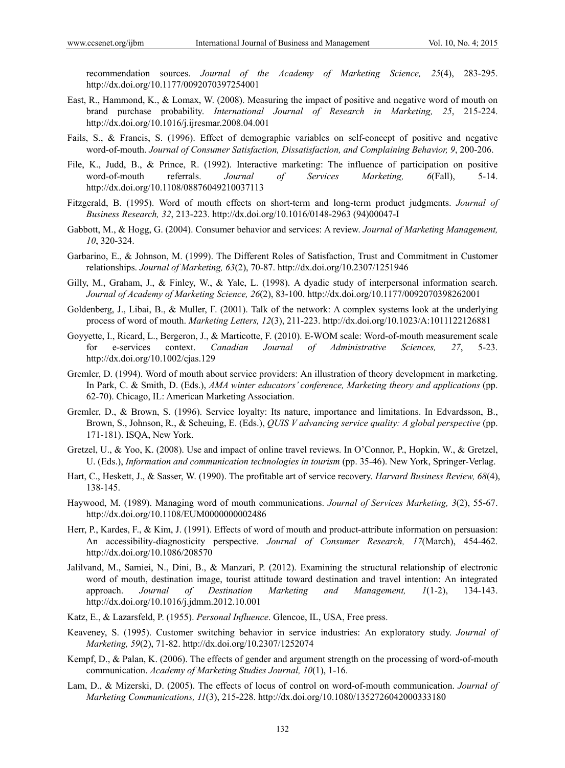recommendation sources. *Journal of the Academy of Marketing Science, 25*(4), 283-295. http://dx.doi.org/10.1177/0092070397254001

East, R., Hammond, K., & Lomax, W. (2008). Measuring the impact of positive and negative word of mouth on brand purchase probability. *International Journal of Research in Marketing, 25*, 215-224. http://dx.doi.org/10.1016/j.ijresmar.2008.04.001

Fails, S., & Francis, S. (1996). Effect of demographic variables on self-concept of positive and negative word-of-mouth. *Journal of Consumer Satisfaction, Dissatisfaction, and Complaining Behavior, 9*, 200-206.

File, K., Judd, B., & Prince, R. (1992). Interactive marketing: The influence of participation on positive word-of-mouth referrals. *Journal of Services Marketing, 6*(Fall), 5-14. http://dx.doi.org/10.1108/08876049210037113

Fitzgerald, B. (1995). Word of mouth effects on short-term and long-term product judgments. *Journal of Business Research, 32*, 213-223. http://dx.doi.org/10.1016/0148-2963 (94)00047-I

Gabbott, M., & Hogg, G. (2004). Consumer behavior and services: A review. *Journal of Marketing Management, 10*, 320-324.

Garbarino, E., & Johnson, M. (1999). The Different Roles of Satisfaction, Trust and Commitment in Customer relationships. *Journal of Marketing, 63*(2), 70-87. http://dx.doi.org/10.2307/1251946

Gilly, M., Graham, J., & Finley, W., & Yale, L. (1998). A dyadic study of interpersonal information search. *Journal of Academy of Marketing Science, 26*(2), 83-100. http://dx.doi.org/10.1177/0092070398262001

Goldenberg, J., Libai, B., & Muller, F. (2001). Talk of the network: A complex systems look at the underlying process of word of mouth. *Marketing Letters, 12*(3), 211-223. http://dx.doi.org/10.1023/A:1011122126881

Goyyette, I., Ricard, L., Bergeron, J., & Marticotte, F. (2010). E-WOM scale: Word-of-mouth measurement scale for e-services context. *Canadian Journal of Administrative Sciences, 27*, 5-23. http://dx.doi.org/10.1002/cjas.129

Gremler, D. (1994). Word of mouth about service providers: An illustration of theory development in marketing. In Park, C. & Smith, D. (Eds.), *AMA winter educators' conference, Marketing theory and applications* (pp. 62-70). Chicago, IL: American Marketing Association.

Gremler, D., & Brown, S. (1996). Service loyalty: Its nature, importance and limitations. In Edvardsson, B., Brown, S., Johnson, R., & Scheuing, E. (Eds.), *QUIS V advancing service quality: A global perspective* (pp. 171-181). ISQA, New York.

Gretzel, U., & Yoo, K. (2008). Use and impact of online travel reviews. In O'Connor, P., Hopkin, W., & Gretzel, U. (Eds.), *Information and communication technologies in tourism* (pp. 35-46). New York, Springer-Verlag.

Hart, C., Heskett, J., & Sasser, W. (1990). The profitable art of service recovery. *Harvard Business Review, 68*(4), 138-145.

Haywood, M. (1989). Managing word of mouth communications. *Journal of Services Marketing, 3*(2), 55-67. http://dx.doi.org/10.1108/EUM0000000002486

Herr, P., Kardes, F., & Kim, J. (1991). Effects of word of mouth and product-attribute information on persuasion: An accessibility-diagnosticity perspective. *Journal of Consumer Research, 17*(March), 454-462. http://dx.doi.org/10.1086/208570

Jalilvand, M., Samiei, N., Dini, B., & Manzari, P. (2012). Examining the structural relationship of electronic word of mouth, destination image, tourist attitude toward destination and travel intention: An integrated approach. *Journal of Destination Marketing and Management, 1*(1-2), 134-143. http://dx.doi.org/10.1016/j.jdmm.2012.10.001

Katz, E., & Lazarsfeld, P. (1955). *Personal Influence*. Glencoe, IL, USA, Free press.

Keaveney, S. (1995). Customer switching behavior in service industries: An exploratory study. *Journal of Marketing, 59*(2), 71-82. http://dx.doi.org/10.2307/1252074

Kempf, D., & Palan, K. (2006). The effects of gender and argument strength on the processing of word-of-mouth communication. *Academy of Marketing Studies Journal, 10*(1), 1-16.

Lam, D., & Mizerski, D. (2005). The effects of locus of control on word-of-mouth communication. *Journal of Marketing Communications, 11*(3), 215-228. http://dx.doi.org/10.1080/1352726042000333180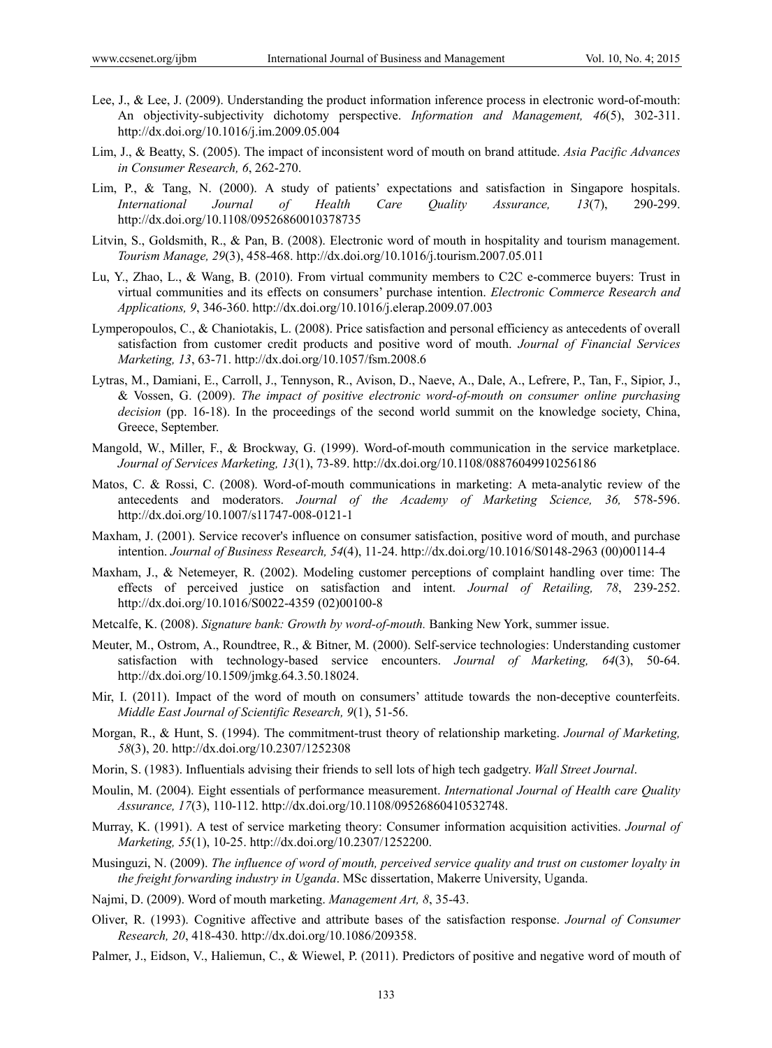Lee, J., & Lee, J. (2009). Understanding the product information inference process in electronic word-of-mouth: An objectivity-subjectivity dichotomy perspective. *Information and Management, 46*(5), 302-311. http://dx.doi.org/10.1016/j.im.2009.05.004

Lim, J., & Beatty, S. (2005). The impact of inconsistent word of mouth on brand attitude. *Asia Pacific Advances in Consumer Research, 6*, 262-270.

Lim, P., & Tang, N. (2000). A study of patients' expectations and satisfaction in Singapore hospitals. *International Journal of Health Care Quality Assurance, 13*(7), 290-299. http://dx.doi.org/10.1108/09526860010378735

Litvin, S., Goldsmith, R., & Pan, B. (2008). Electronic word of mouth in hospitality and tourism management. *Tourism Manage, 29*(3), 458-468. http://dx.doi.org/10.1016/j.tourism.2007.05.011

Lu, Y., Zhao, L., & Wang, B. (2010). From virtual community members to C2C e-commerce buyers: Trust in virtual communities and its effects on consumers' purchase intention. *Electronic Commerce Research and Applications, 9*, 346-360. http://dx.doi.org/10.1016/j.elerap.2009.07.003

Lymperopoulos, C., & Chaniotakis, L. (2008). Price satisfaction and personal efficiency as antecedents of overall satisfaction from customer credit products and positive word of mouth. *Journal of Financial Services Marketing, 13*, 63-71. http://dx.doi.org/10.1057/fsm.2008.6

Lytras, M., Damiani, E., Carroll, J., Tennyson, R., Avison, D., Naeve, A., Dale, A., Lefrere, P., Tan, F., Sipior, J., & Vossen, G. (2009). *The impact of positive electronic word-of-mouth on consumer online purchasing decision* (pp. 16-18). In the proceedings of the second world summit on the knowledge society, China, Greece, September.

Mangold, W., Miller, F., & Brockway, G. (1999). Word-of-mouth communication in the service marketplace. *Journal of Services Marketing, 13*(1), 73-89. http://dx.doi.org/10.1108/08876049910256186

Matos, C. & Rossi, C. (2008). Word-of-mouth communications in marketing: A meta-analytic review of the antecedents and moderators. *Journal of the Academy of Marketing Science, 36,* 578-596. http://dx.doi.org/10.1007/s11747-008-0121-1

Maxham, J. (2001). Service recover's influence on consumer satisfaction, positive word of mouth, and purchase intention. *Journal of Business Research, 54*(4), 11-24. http://dx.doi.org/10.1016/S0148-2963 (00)00114-4

Maxham, J., & Netemeyer, R. (2002). Modeling customer perceptions of complaint handling over time: The effects of perceived justice on satisfaction and intent. *Journal of Retailing, 78*, 239-252. http://dx.doi.org/10.1016/S0022-4359 (02)00100-8

Metcalfe, K. (2008). *Signature bank: Growth by word-of-mouth.* Banking New York, summer issue.

Meuter, M., Ostrom, A., Roundtree, R., & Bitner, M. (2000). Self-service technologies: Understanding customer satisfaction with technology-based service encounters. *Journal of Marketing, 64*(3), 50-64. http://dx.doi.org/10.1509/jmkg.64.3.50.18024.

Mir, I. (2011). Impact of the word of mouth on consumers' attitude towards the non-deceptive counterfeits. *Middle East Journal of Scientific Research, 9*(1), 51-56.

Morgan, R., & Hunt, S. (1994). The commitment-trust theory of relationship marketing. *Journal of Marketing, 58*(3), 20. http://dx.doi.org/10.2307/1252308

Morin, S. (1983). Influentials advising their friends to sell lots of high tech gadgetry. *Wall Street Journal*.

Moulin, M. (2004). Eight essentials of performance measurement. *International Journal of Health care Quality Assurance, 17*(3), 110-112. http://dx.doi.org/10.1108/09526860410532748.

Murray, K. (1991). A test of service marketing theory: Consumer information acquisition activities. *Journal of Marketing, 55*(1), 10-25. http://dx.doi.org/10.2307/1252200.

Musinguzi, N. (2009). *The influence of word of mouth, perceived service quality and trust on customer loyalty in the freight forwarding industry in Uganda*. MSc dissertation, Makerre University, Uganda.

Najmi, D. (2009). Word of mouth marketing. *Management Art, 8*, 35-43.

Oliver, R. (1993). Cognitive affective and attribute bases of the satisfaction response. *Journal of Consumer Research, 20*, 418-430. http://dx.doi.org/10.1086/209358.

Palmer, J., Eidson, V., Haliemun, C., & Wiewel, P. (2011). Predictors of positive and negative word of mouth of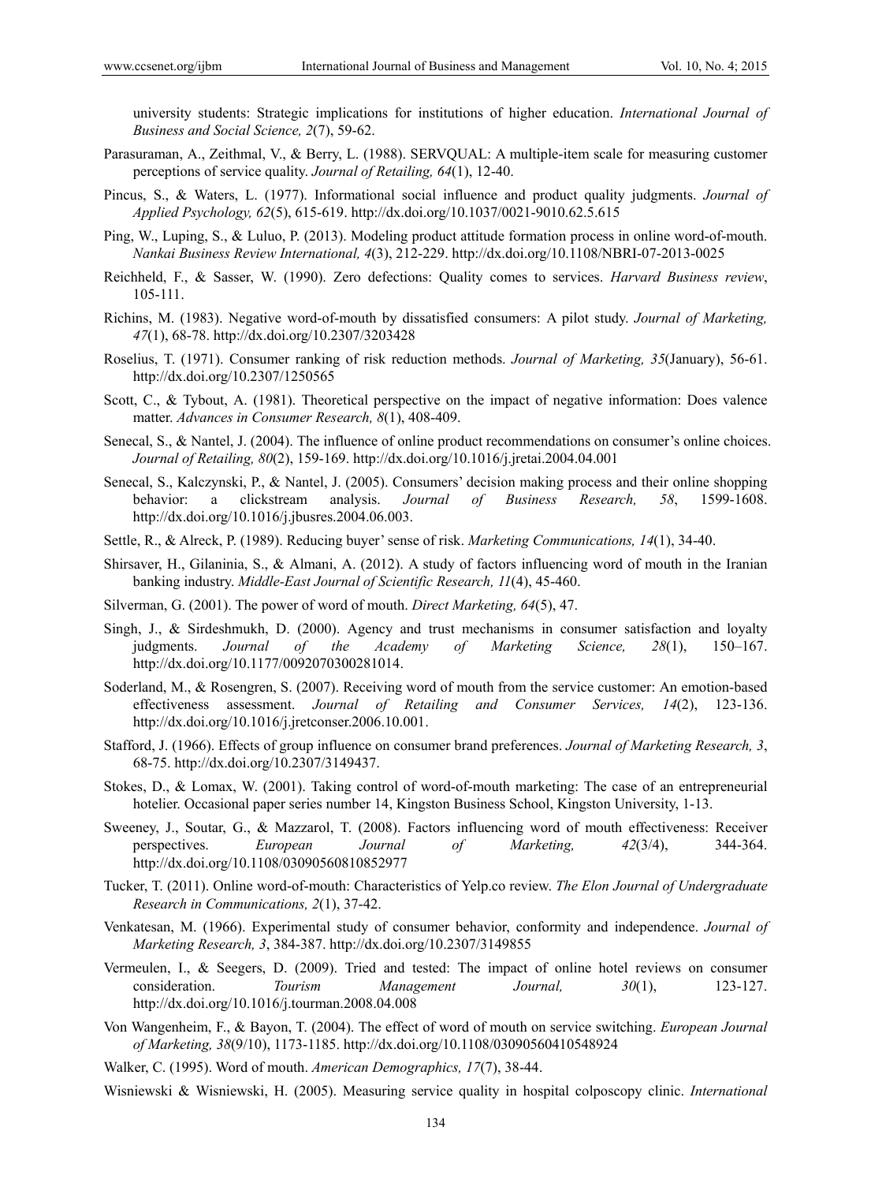university students: Strategic implications for institutions of higher education. *International Journal of Business and Social Science, 2*(7), 59-62.

Parasuraman, A., Zeithmal, V., & Berry, L. (1988). SERVQUAL: A multiple-item scale for measuring customer perceptions of service quality. *Journal of Retailing, 64*(1), 12-40.

Pincus, S., & Waters, L. (1977). Informational social influence and product quality judgments. *Journal of Applied Psychology, 62*(5), 615-619. http://dx.doi.org/10.1037/0021-9010.62.5.615

Ping, W., Luping, S., & Luluo, P. (2013). Modeling product attitude formation process in online word-of-mouth. *Nankai Business Review International, 4*(3), 212-229. http://dx.doi.org/10.1108/NBRI-07-2013-0025

Reichheld, F., & Sasser, W. (1990). Zero defections: Quality comes to services. *Harvard Business review*, 105-111.

Richins, M. (1983). Negative word-of-mouth by dissatisfied consumers: A pilot study. *Journal of Marketing, 47*(1), 68-78. http://dx.doi.org/10.2307/3203428

Roselius, T. (1971). Consumer ranking of risk reduction methods. *Journal of Marketing, 35*(January), 56-61. http://dx.doi.org/10.2307/1250565

Scott, C., & Tybout, A. (1981). Theoretical perspective on the impact of negative information: Does valence matter. *Advances in Consumer Research, 8*(1), 408-409.

Senecal, S., & Nantel, J. (2004). The influence of online product recommendations on consumer's online choices. *Journal of Retailing, 80*(2), 159-169. http://dx.doi.org/10.1016/j.jretai.2004.04.001

Senecal, S., Kalczynski, P., & Nantel, J. (2005). Consumers' decision making process and their online shopping behavior: a clickstream analysis. *Journal of Business Research, 58*, 1599-1608. http://dx.doi.org/10.1016/j.jbusres.2004.06.003.

Settle, R., & Alreck, P. (1989). Reducing buyer' sense of risk. *Marketing Communications, 14*(1), 34-40.

Shirsaver, H., Gilaninia, S., & Almani, A. (2012). A study of factors influencing word of mouth in the Iranian banking industry. *Middle-East Journal of Scientific Research, 11*(4), 45-460.

Silverman, G. (2001). The power of word of mouth. *Direct Marketing, 64*(5), 47.

Singh, J., & Sirdeshmukh, D. (2000). Agency and trust mechanisms in consumer satisfaction and loyalty judgments. *Journal of the Academy of Marketing Science, 28*(1), 150–167. http://dx.doi.org/10.1177/0092070300281014.

Soderland, M., & Rosengren, S. (2007). Receiving word of mouth from the service customer: An emotion-based effectiveness assessment. *Journal of Retailing and Consumer Services, 14*(2), 123-136. http://dx.doi.org/10.1016/j.jretconser.2006.10.001.

Stafford, J. (1966). Effects of group influence on consumer brand preferences. *Journal of Marketing Research, 3*, 68-75. http://dx.doi.org/10.2307/3149437.

Stokes, D., & Lomax, W. (2001). Taking control of word-of-mouth marketing: The case of an entrepreneurial hotelier. Occasional paper series number 14, Kingston Business School, Kingston University, 1-13.

Sweeney, J., Soutar, G., & Mazzarol, T. (2008). Factors influencing word of mouth effectiveness: Receiver perspectives. *European Journal of Marketing, 42*(3/4), 344-364. http://dx.doi.org/10.1108/03090560810852977

Tucker, T. (2011). Online word-of-mouth: Characteristics of Yelp.co review. *The Elon Journal of Undergraduate Research in Communications, 2*(1), 37-42.

Venkatesan, M. (1966). Experimental study of consumer behavior, conformity and independence. *Journal of Marketing Research, 3*, 384-387. http://dx.doi.org/10.2307/3149855

Vermeulen, I., & Seegers, D. (2009). Tried and tested: The impact of online hotel reviews on consumer consideration. *Tourism Management Journal, 30*(1), 123-127. http://dx.doi.org/10.1016/j.tourman.2008.04.008

Von Wangenheim, F., & Bayon, T. (2004). The effect of word of mouth on service switching. *European Journal of Marketing, 38*(9/10), 1173-1185. http://dx.doi.org/10.1108/03090560410548924

Walker, C. (1995). Word of mouth. *American Demographics, 17*(7), 38-44.

Wisniewski & Wisniewski, H. (2005). Measuring service quality in hospital colposcopy clinic. *International*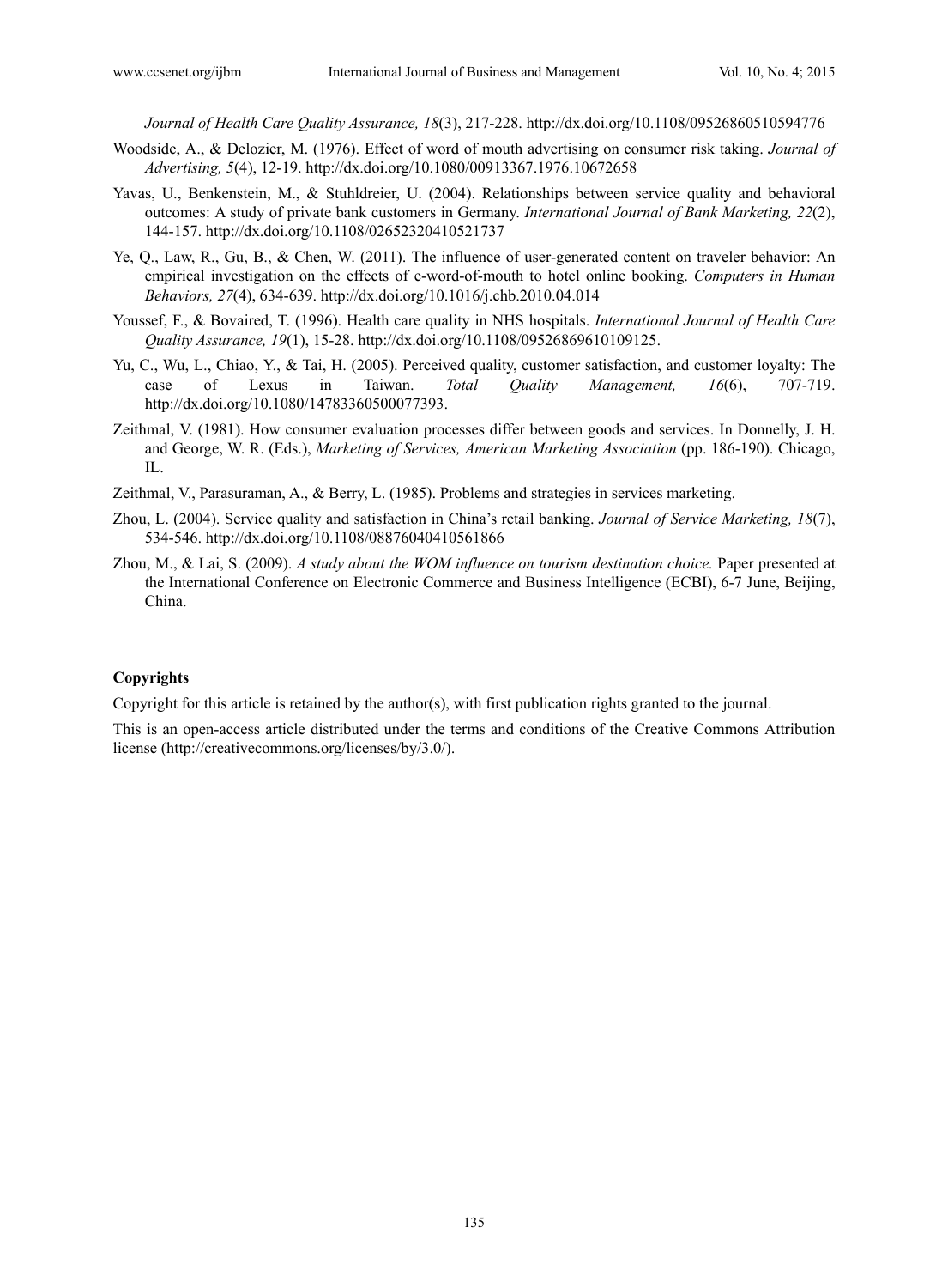*Journal of Health Care Quality Assurance, 18*(3), 217-228. http://dx.doi.org/10.1108/09526860510594776

Woodside, A., & Delozier, M. (1976). Effect of word of mouth advertising on consumer risk taking. *Journal of Advertising, 5*(4), 12-19. http://dx.doi.org/10.1080/00913367.1976.10672658

Yavas, U., Benkenstein, M., & Stuhldreier, U. (2004). Relationships between service quality and behavioral outcomes: A study of private bank customers in Germany. *International Journal of Bank Marketing, 22*(2), 144-157. http://dx.doi.org/10.1108/02652320410521737

Ye, Q., Law, R., Gu, B., & Chen, W. (2011). The influence of user-generated content on traveler behavior: An empirical investigation on the effects of e-word-of-mouth to hotel online booking. *Computers in Human Behaviors, 27*(4), 634-639. http://dx.doi.org/10.1016/j.chb.2010.04.014

Youssef, F., & Bovaired, T. (1996). Health care quality in NHS hospitals. *International Journal of Health Care Quality Assurance, 19*(1), 15-28. http://dx.doi.org/10.1108/09526869610109125.

Yu, C., Wu, L., Chiao, Y., & Tai, H. (2005). Perceived quality, customer satisfaction, and customer loyalty: The case of Lexus in Taiwan. *Total Quality Management, 16*(6), 707-719. http://dx.doi.org/10.1080/14783360500077393.

Zeithmal, V. (1981). How consumer evaluation processes differ between goods and services. In Donnelly, J. H. and George, W. R. (Eds.), *Marketing of Services, American Marketing Association* (pp. 186-190). Chicago, IL.

Zeithmal, V., Parasuraman, A., & Berry, L. (1985). Problems and strategies in services marketing.

Zhou, L. (2004). Service quality and satisfaction in China's retail banking. *Journal of Service Marketing, 18*(7), 534-546. http://dx.doi.org/10.1108/08876040410561866

Zhou, M., & Lai, S. (2009). *A study about the WOM influence on tourism destination choice.* Paper presented at the International Conference on Electronic Commerce and Business Intelligence (ECBI), 6-7 June, Beijing, China.

**Copyrights**

Copyright for this article is retained by the author(s), with first publication rights granted to the journal.

This is an open-access article distributed under the terms and conditions of the Creative Commons Attribution license (http://creativecommons.org/licenses/by/3.0/).